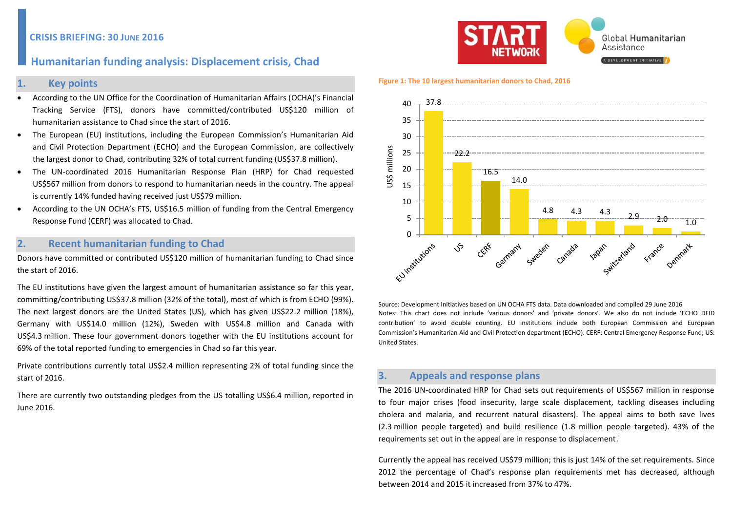CRISIS BRIEFING: 30 JUNE 2016

# Humanitarian funding analysis: Displacement crisis, Chad

## 1. Key points

- According to the UN Office for the Coordination of Humanitarian Affairs (OCHA)'s Financial Tracking Service (FTS), donors have committed/contributed US$120 million of humanitarian assistance to Chad since the start of 2016.
- The European (EU) institutions, including the European Commission's Humanitarian Aid and Civil Protection Department (ECHO) and the European Commission, are collectively the largest donor to Chad, contributing 32% of total current funding (US$37.8 million).
- The UN-coordinated 2016 Humanitarian Response Plan (HRP) for Chad requested US$567 million from donors to respond to humanitarian needs in the country. The appeal is currently 14% funded having received just US$79 million.
- According to the UN OCHA's FTS, US$16.5 million of funding from the Central Emergency Response Fund (CERF) was allocated to Chad.

## 2. Recent humanitarian funding to Chad

Donors have committed or contributed US$120 million of humanitarian funding to Chad since the start of 2016.

The EU institutions have given the largest amount of humanitarian assistance so far this year, committing/contributing US$37.8 million (32% of the total), most of which is from ECHO (99%). The next largest donors are the United States (US), which has given US$22.2 million (18%), Germany with US$14.0 million (12%), Sweden with US$4.8 million and Canada with US$4.3 million. These four government donors together with the EU institutions account for 69% of the total reported funding to emergencies in Chad so far this year.

Private contributions currently total US$2.4 million representing 2% of total funding since the start of 2016.

There are currently two outstanding pledges from the US totalling US$6.4 million, reported in June 2016.

**Figure 1: The 10 largest humanitarian donors to Chad, 2016**

| Donor | US$ millions |
|---|---|
| EU institutions | 37.8 |
| US | 22.2 |
| CERF | 16.5 |
| Germany | 14.0 |
| Sweden | 4.8 |
| Canada | 4.3 |
| Japan | 4.3 |
| Switzerland | 2.9 |
| France | 2.0 |
| Denmark | 1.0 |

Source: Development Initiatives based on UN OCHA FTS data. Data downloaded and compiled 29 June 2016
Notes: This chart does not include 'various donors' and 'private donors'. We also do not include 'ECHO DFID contribution' to avoid double counting. EU institutions include both European Commission and European Commission's Humanitarian Aid and Civil Protection department (ECHO). CERF: Central Emergency Response Fund; US: United States.

## 3. Appeals and response plans

The 2016 UN-coordinated HRP for Chad sets out requirements of US$567 million in response to four major crises (food insecurity, large scale displacement, tackling diseases including cholera and malaria, and recurrent natural disasters). The appeal aims to both save lives (2.3 million people targeted) and build resilience (1.8 million people targeted). 43% of the requirements set out in the appeal are in response to displacement.[i]

Currently the appeal has received US$79 million; this is just 14% of the set requirements. Since 2012 the percentage of Chad's response plan requirements met has decreased, although between 2014 and 2015 it increased from 37% to 47%.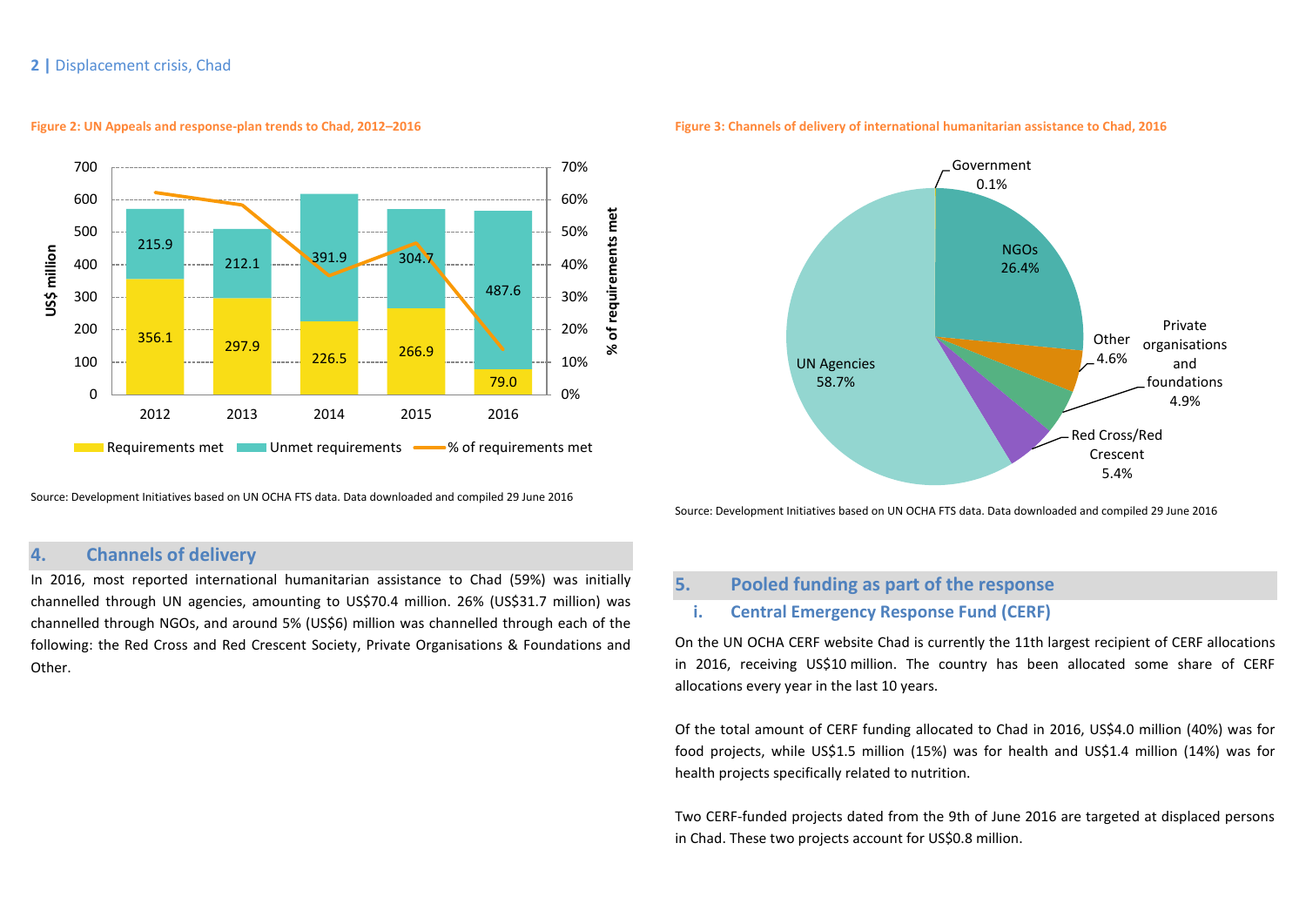**Figure 2: UN Appeals and response-plan trends to Chad, 2012–2016**

| Year | Requirements met (US$ million) | Unmet requirements (US$ million) |
|---|---|---|
| 2012 | 356.1 | 215.9 |
| 2013 | 297.9 | 212.1 |
| 2014 | 226.5 | 391.9 |
| 2015 | 266.9 | 304.7 |
| 2016 | 79.0 | 487.6 |

Source: Development Initiatives based on UN OCHA FTS data. Data downloaded and compiled 29 June 2016

**Figure 3: Channels of delivery of international humanitarian assistance to Chad, 2016**

| Channel | Share |
|---|---|
| UN Agencies | 58.7% |
| NGOs | 26.4% |
| Red Cross/Red Crescent | 5.4% |
| Private organisations and foundations | 4.9% |
| Other | 4.6% |
| Government | 0.1% |

Source: Development Initiatives based on UN OCHA FTS data. Data downloaded and compiled 29 June 2016

## 4. Channels of delivery

In 2016, most reported international humanitarian assistance to Chad (59%) was initially channelled through UN agencies, amounting to US$70.4 million. 26% (US$31.7 million) was channelled through NGOs, and around 5% (US$6) million was channelled through each of the following: the Red Cross and Red Crescent Society, Private Organisations & Foundations and Other.

## 5. Pooled funding as part of the response

### i. Central Emergency Response Fund (CERF)

On the UN OCHA CERF website Chad is currently the 11th largest recipient of CERF allocations in 2016, receiving US$10 million. The country has been allocated some share of CERF allocations every year in the last 10 years.

Of the total amount of CERF funding allocated to Chad in 2016, US$4.0 million (40%) was for food projects, while US$1.5 million (15%) was for health and US$1.4 million (14%) was for health projects specifically related to nutrition.

Two CERF-funded projects dated from the 9th of June 2016 are targeted at displaced persons in Chad. These two projects account for US$0.8 million.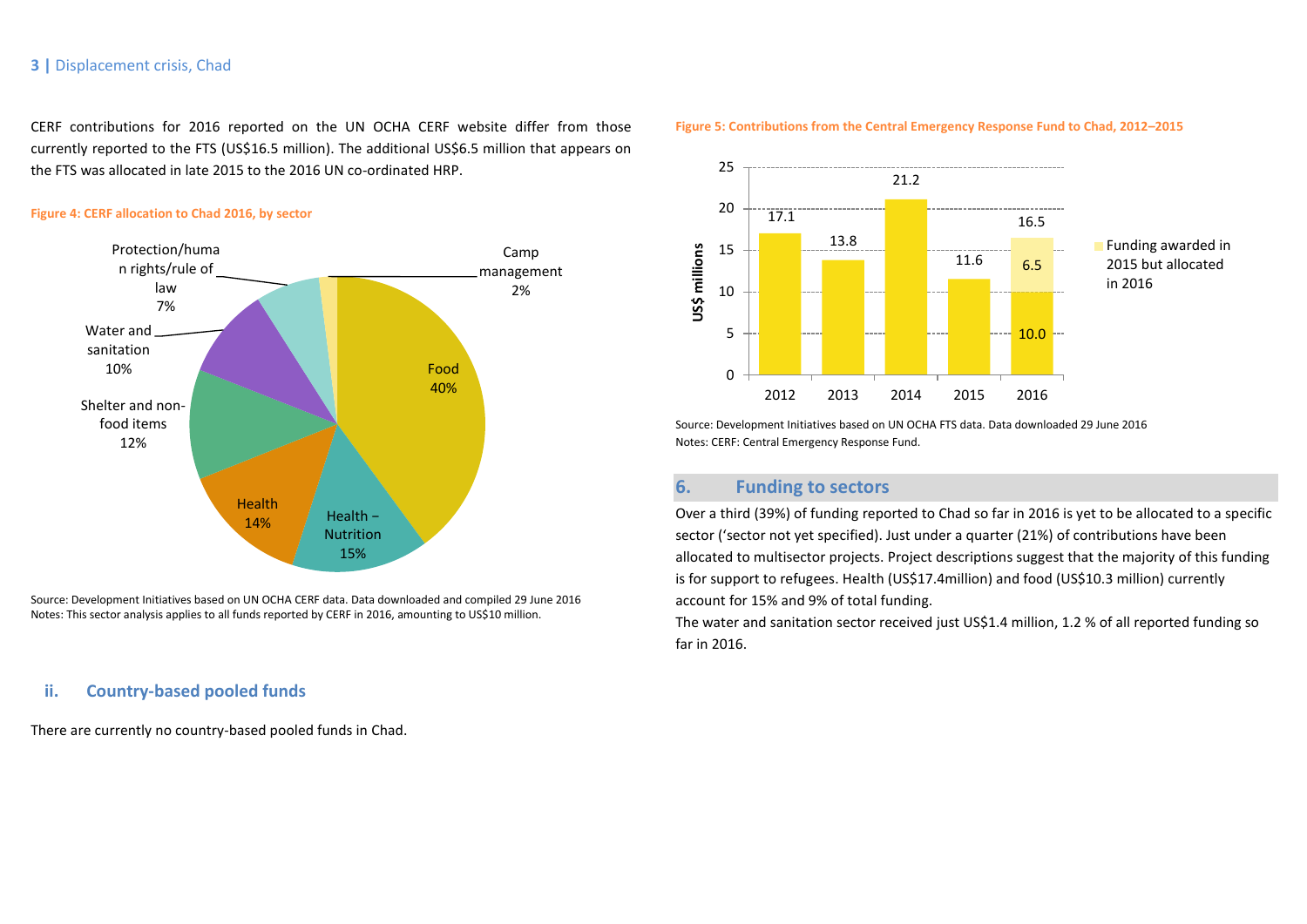CERF contributions for 2016 reported on the UN OCHA CERF website differ from those currently reported to the FTS (US$16.5 million). The additional US$6.5 million that appears on the FTS was allocated in late 2015 to the 2016 UN co-ordinated HRP.

**Figure 4: CERF allocation to Chad 2016, by sector**

| Sector | Share |
|---|---|
| Food | 40% |
| Health – Nutrition | 15% |
| Health | 14% |
| Shelter and non-food items | 12% |
| Water and sanitation | 10% |
| Protection/human rights/rule of law | 7% |
| Camp management | 2% |

Source: Development Initiatives based on UN OCHA CERF data. Data downloaded and compiled 29 June 2016
Notes: This sector analysis applies to all funds reported by CERF in 2016, amounting to US$10 million.

## ii. Country-based pooled funds

There are currently no country-based pooled funds in Chad.

**Figure 5: Contributions from the Central Emergency Response Fund to Chad, 2012–2015**

| Year | US$ millions |
|---|---|
| 2012 | 17.1 |
| 2013 | 13.8 |
| 2014 | 21.2 |
| 2015 | 11.6 |
| 2016 | 16.5 (10.0 + 6.5 funding awarded in 2015 but allocated in 2016) |

Source: Development Initiatives based on UN OCHA FTS data. Data downloaded 29 June 2016
Notes: CERF: Central Emergency Response Fund.

## 6. Funding to sectors

Over a third (39%) of funding reported to Chad so far in 2016 is yet to be allocated to a specific sector ('sector not yet specified). Just under a quarter (21%) of contributions have been allocated to multisector projects. Project descriptions suggest that the majority of this funding is for support to refugees. Health (US$17.4million) and food (US$10.3 million) currently account for 15% and 9% of total funding.

The water and sanitation sector received just US$1.4 million, 1.2 % of all reported funding so far in 2016.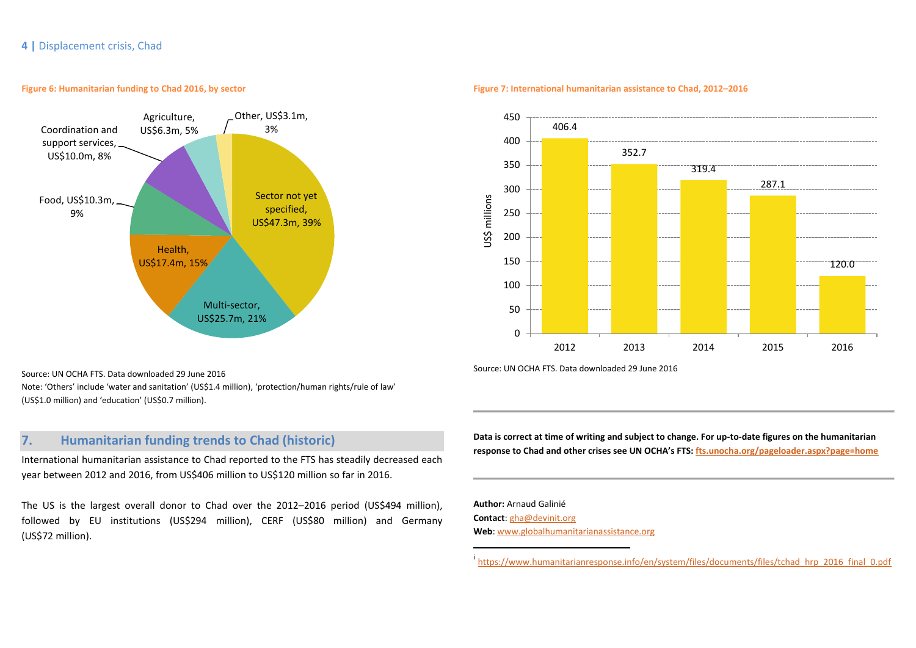**Figure 6: Humanitarian funding to Chad 2016, by sector**

Sector not yet specified, US$47.3m, 39%

Multi-sector, US$25.7m, 21%

Health, US$17.4m, 15%

Food, US$10.3m, 9%

Coordination and support services, US$10.0m, 8%

Agriculture, US$6.3m, 5%

Other, US$3.1m, 3%

Source: UN OCHA FTS. Data downloaded 29 June 2016

Note: 'Others' include 'water and sanitation' (US$1.4 million), 'protection/human rights/rule of law' (US$1.0 million) and 'education' (US$0.7 million).

## 7. Humanitarian funding trends to Chad (historic)

International humanitarian assistance to Chad reported to the FTS has steadily decreased each year between 2012 and 2016, from US$406 million to US$120 million so far in 2016.

The US is the largest overall donor to Chad over the 2012–2016 period (US$494 million), followed by EU institutions (US$294 million), CERF (US$80 million) and Germany (US$72 million).

**Figure 7: International humanitarian assistance to Chad, 2012–2016**

US$ millions

0
50
100
150
200
250
300
350
400
450

2012: 406.4
2013: 352.7
2014: 319.4
2015: 287.1
2016: 120.0

Source: UN OCHA FTS. Data downloaded 29 June 2016

**Data is correct at time of writing and subject to change. For up-to-date figures on the humanitarian response to Chad and other crises see UN OCHA's FTS: [fts.unocha.org/pageloader.aspx?page=home](fts.unocha.org/pageloader.aspx?page=home)**

**Author:** Arnaud Galinié
**Contact**: [gha@devinit.org](mailto:gha@devinit.org)
**Web**: [www.globalhumanitarianassistance.org](www.globalhumanitarianassistance.org)

---

[i] https://www.humanitarianresponse.info/en/system/files/documents/files/tchad_hrp_2016_final_0.pdf